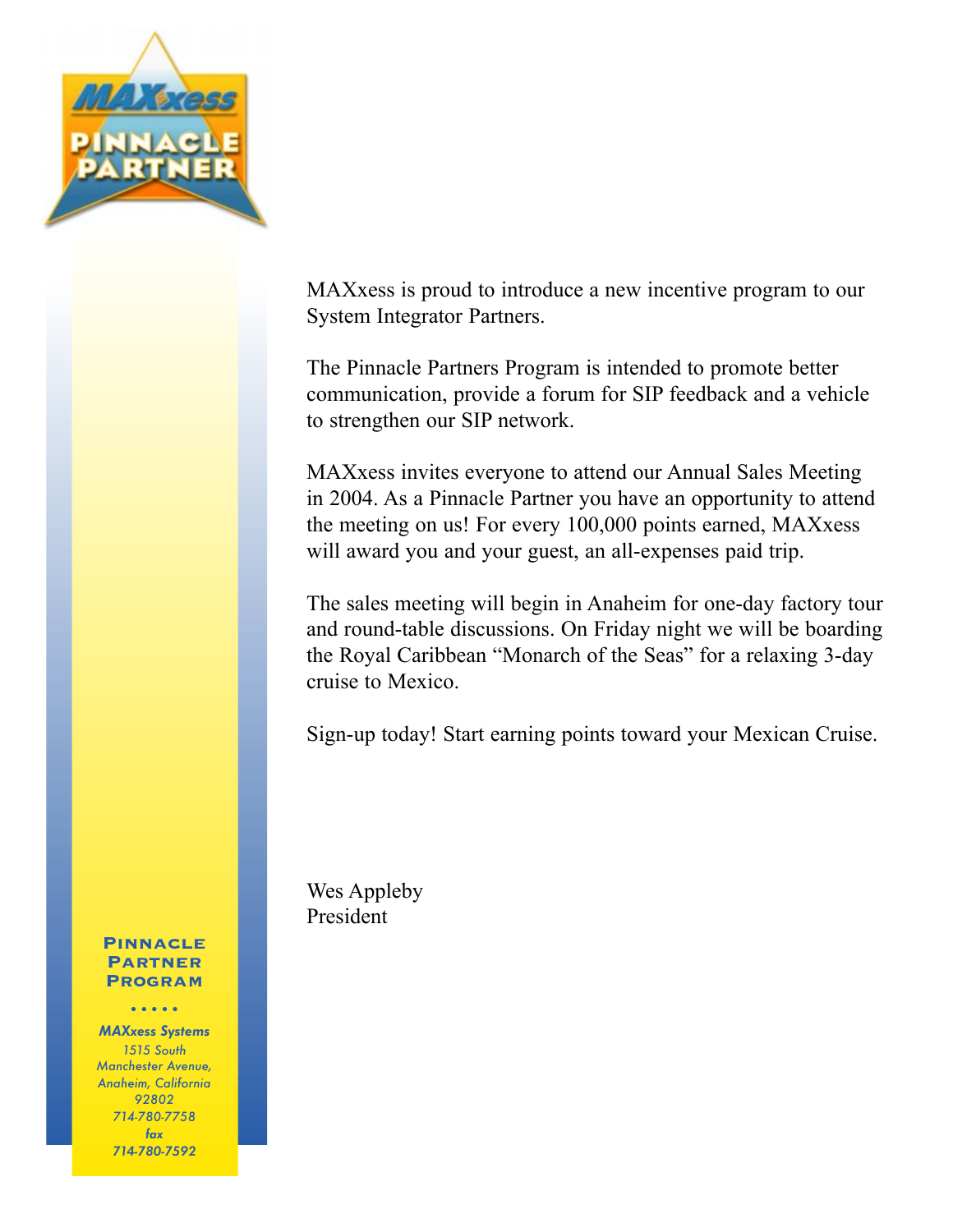MAXxess PINNACLE PARTNER

MAXxess is proud to introduce a new incentive program to our System Integrator Partners.

The Pinnacle Partners Program is intended to promote better communication, provide a forum for SIP feedback and a vehicle to strengthen our SIP network.

MAXxess invites everyone to attend our Annual Sales Meeting in 2004. As a Pinnacle Partner you have an opportunity to attend the meeting on us! For every 100,000 points earned, MAXxess will award you and your guest, an all-expenses paid trip.

The sales meeting will begin in Anaheim for one-day factory tour and round-table discussions. On Friday night we will be boarding the Royal Caribbean "Monarch of the Seas" for a relaxing 3-day cruise to Mexico.

Sign-up today! Start earning points toward your Mexican Cruise.

Wes Appleby
President

**Pinnacle Partner Program**

*MAXxess Systems*
*1515 South Manchester Avenue, Anaheim, California 92802*
*714-780-7758*
*fax 714-780-7592*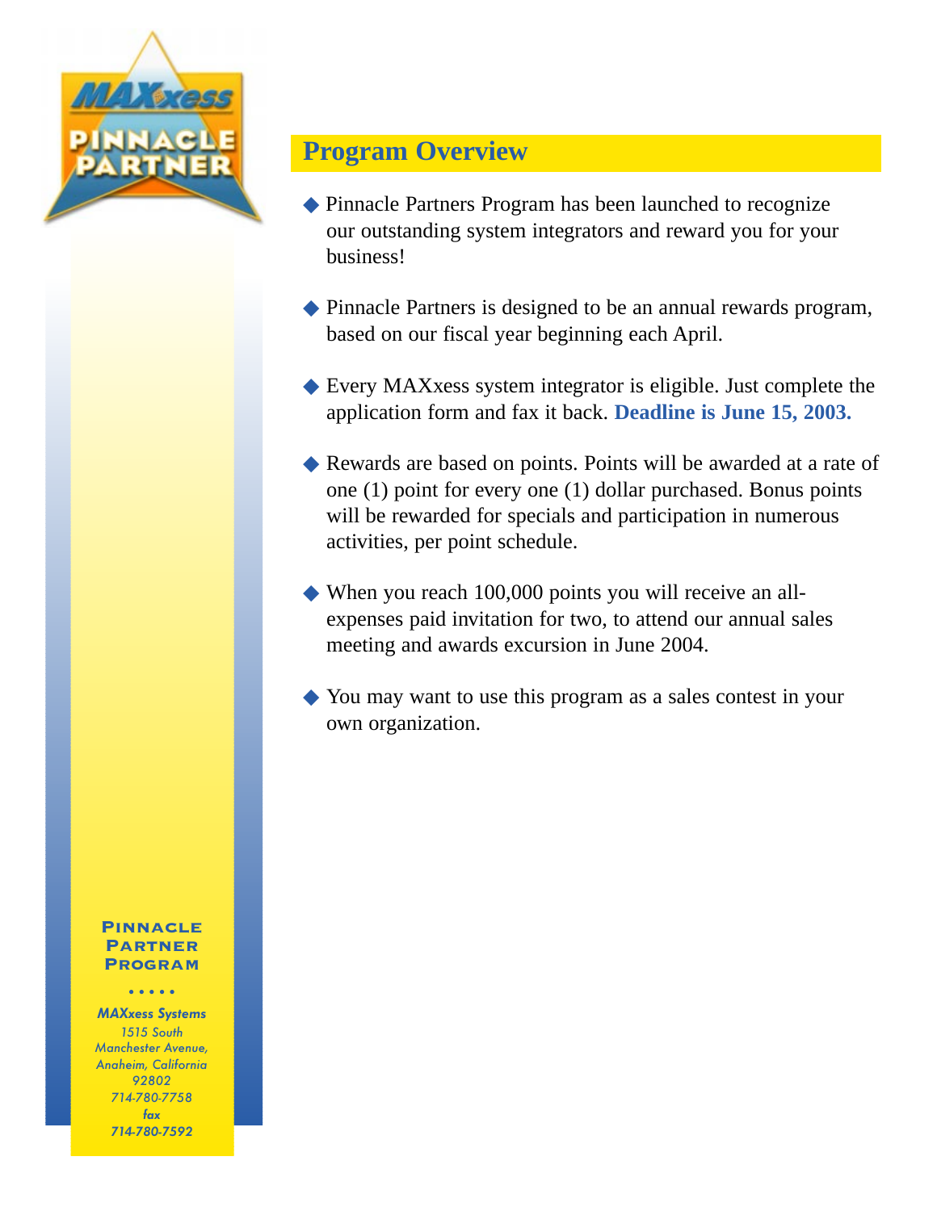## Program Overview

- Pinnacle Partners Program has been launched to recognize our outstanding system integrators and reward you for your business!

- Pinnacle Partners is designed to be an annual rewards program, based on our fiscal year beginning each April.

- Every MAXxess system integrator is eligible. Just complete the application form and fax it back. **Deadline is June 15, 2003.**

- Rewards are based on points. Points will be awarded at a rate of one (1) point for every one (1) dollar purchased. Bonus points will be rewarded for specials and participation in numerous activities, per point schedule.

- When you reach 100,000 points you will receive an all-expenses paid invitation for two, to attend our annual sales meeting and awards excursion in June 2004.

- You may want to use this program as a sales contest in your own organization.

**Pinnacle Partner Program**

*MAXxess Systems*
*1515 South Manchester Avenue, Anaheim, California 92802*
*714-780-7758*
*fax 714-780-7592*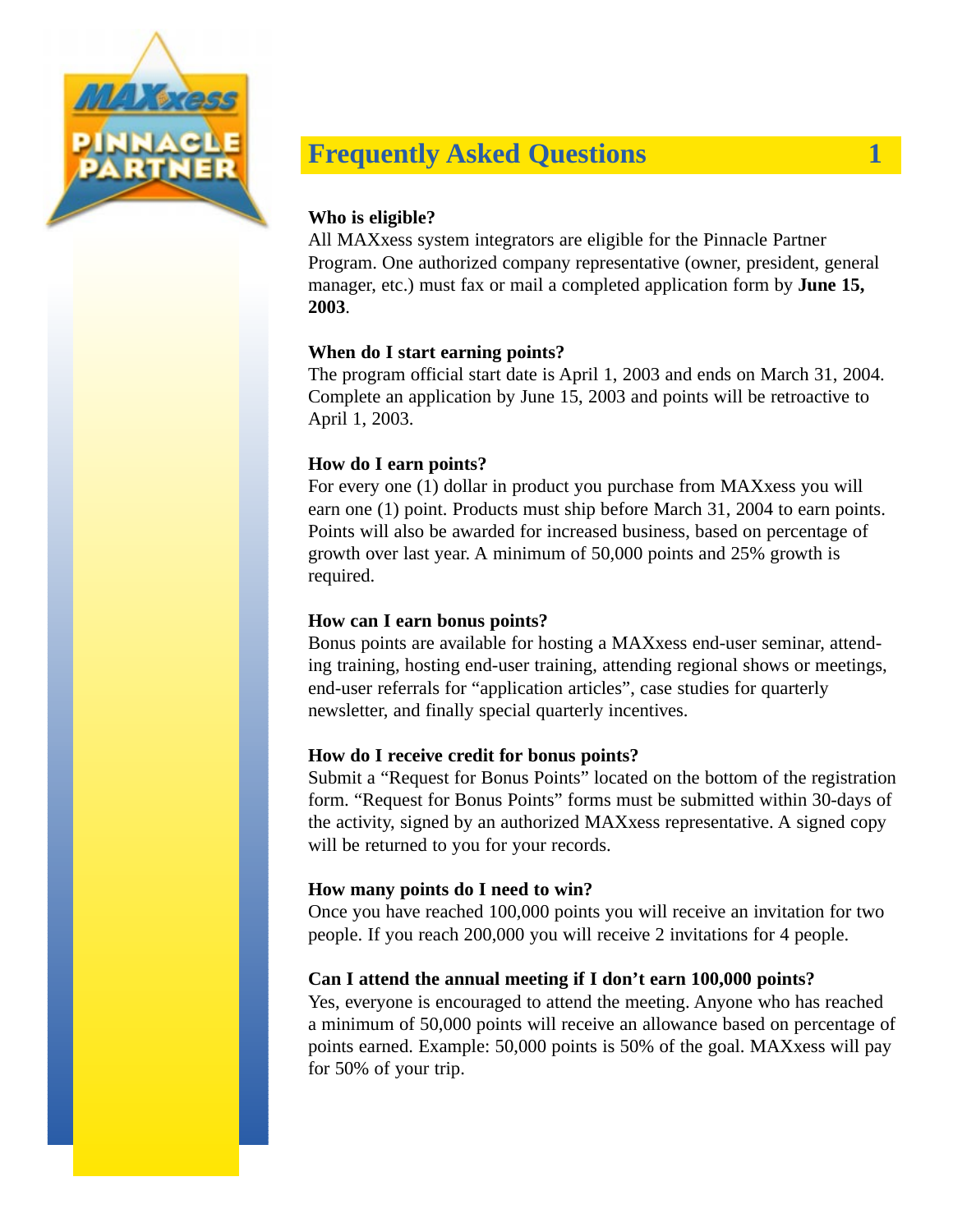## Frequently Asked Questions

**Who is eligible?**
All MAXxess system integrators are eligible for the Pinnacle Partner Program. One authorized company representative (owner, president, general manager, etc.) must fax or mail a completed application form by **June 15, 2003**.

**When do I start earning points?**
The program official start date is April 1, 2003 and ends on March 31, 2004. Complete an application by June 15, 2003 and points will be retroactive to April 1, 2003.

**How do I earn points?**
For every one (1) dollar in product you purchase from MAXxess you will earn one (1) point. Products must ship before March 31, 2004 to earn points. Points will also be awarded for increased business, based on percentage of growth over last year. A minimum of 50,000 points and 25% growth is required.

**How can I earn bonus points?**
Bonus points are available for hosting a MAXxess end-user seminar, attending training, hosting end-user training, attending regional shows or meetings, end-user referrals for "application articles", case studies for quarterly newsletter, and finally special quarterly incentives.

**How do I receive credit for bonus points?**
Submit a "Request for Bonus Points" located on the bottom of the registration form. "Request for Bonus Points" forms must be submitted within 30-days of the activity, signed by an authorized MAXxess representative. A signed copy will be returned to you for your records.

**How many points do I need to win?**
Once you have reached 100,000 points you will receive an invitation for two people. If you reach 200,000 you will receive 2 invitations for 4 people.

**Can I attend the annual meeting if I don't earn 100,000 points?**
Yes, everyone is encouraged to attend the meeting. Anyone who has reached a minimum of 50,000 points will receive an allowance based on percentage of points earned. Example: 50,000 points is 50% of the goal. MAXxess will pay for 50% of your trip.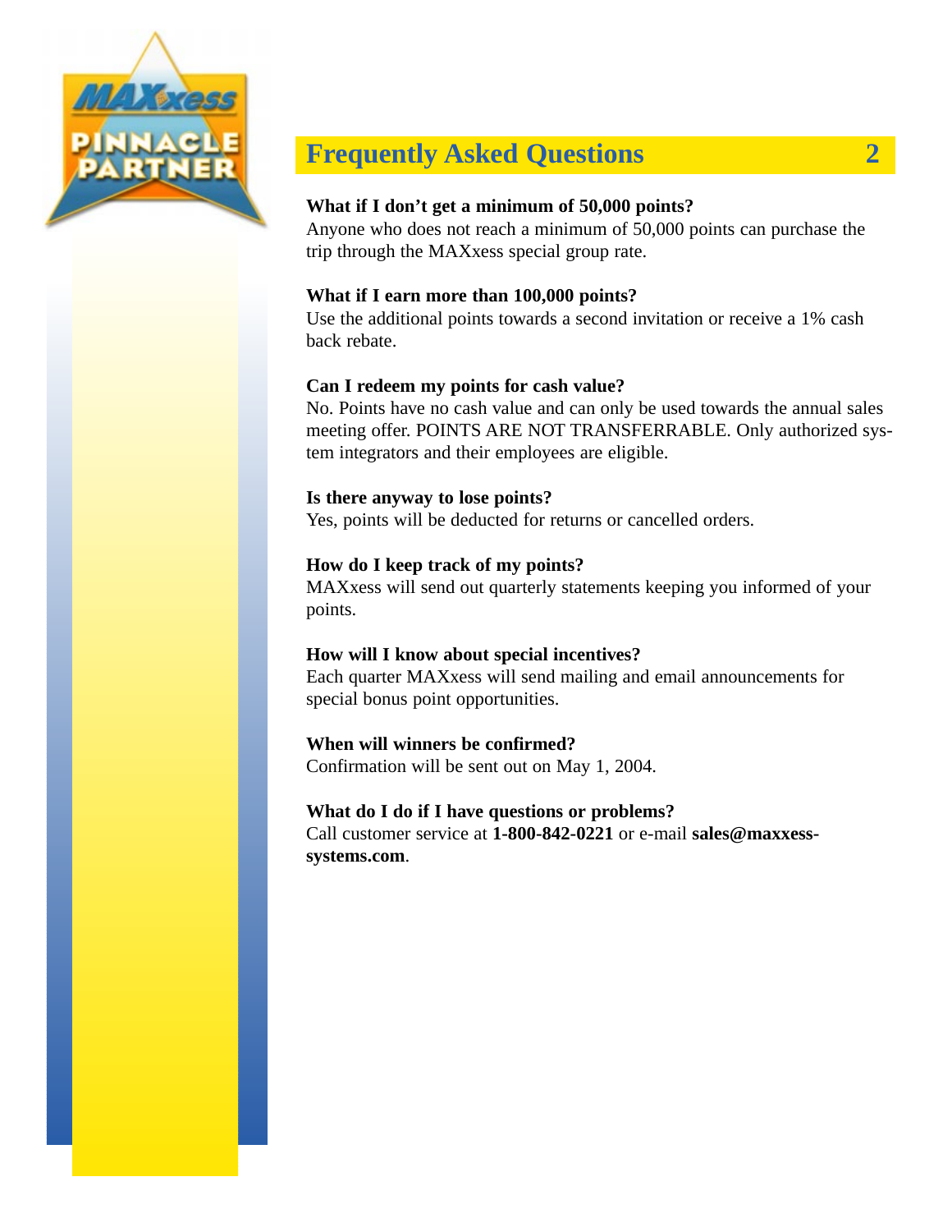## Frequently Asked Questions

**What if I don't get a minimum of 50,000 points?**
Anyone who does not reach a minimum of 50,000 points can purchase the trip through the MAXxess special group rate.

**What if I earn more than 100,000 points?**
Use the additional points towards a second invitation or receive a 1% cash back rebate.

**Can I redeem my points for cash value?**
No. Points have no cash value and can only be used towards the annual sales meeting offer. POINTS ARE NOT TRANSFERRABLE. Only authorized system integrators and their employees are eligible.

**Is there anyway to lose points?**
Yes, points will be deducted for returns or cancelled orders.

**How do I keep track of my points?**
MAXxess will send out quarterly statements keeping you informed of your points.

**How will I know about special incentives?**
Each quarter MAXxess will send mailing and email announcements for special bonus point opportunities.

**When will winners be confirmed?**
Confirmation will be sent out on May 1, 2004.

**What do I do if I have questions or problems?**
Call customer service at **1-800-842-0221** or e-mail **sales@maxxess-systems.com**.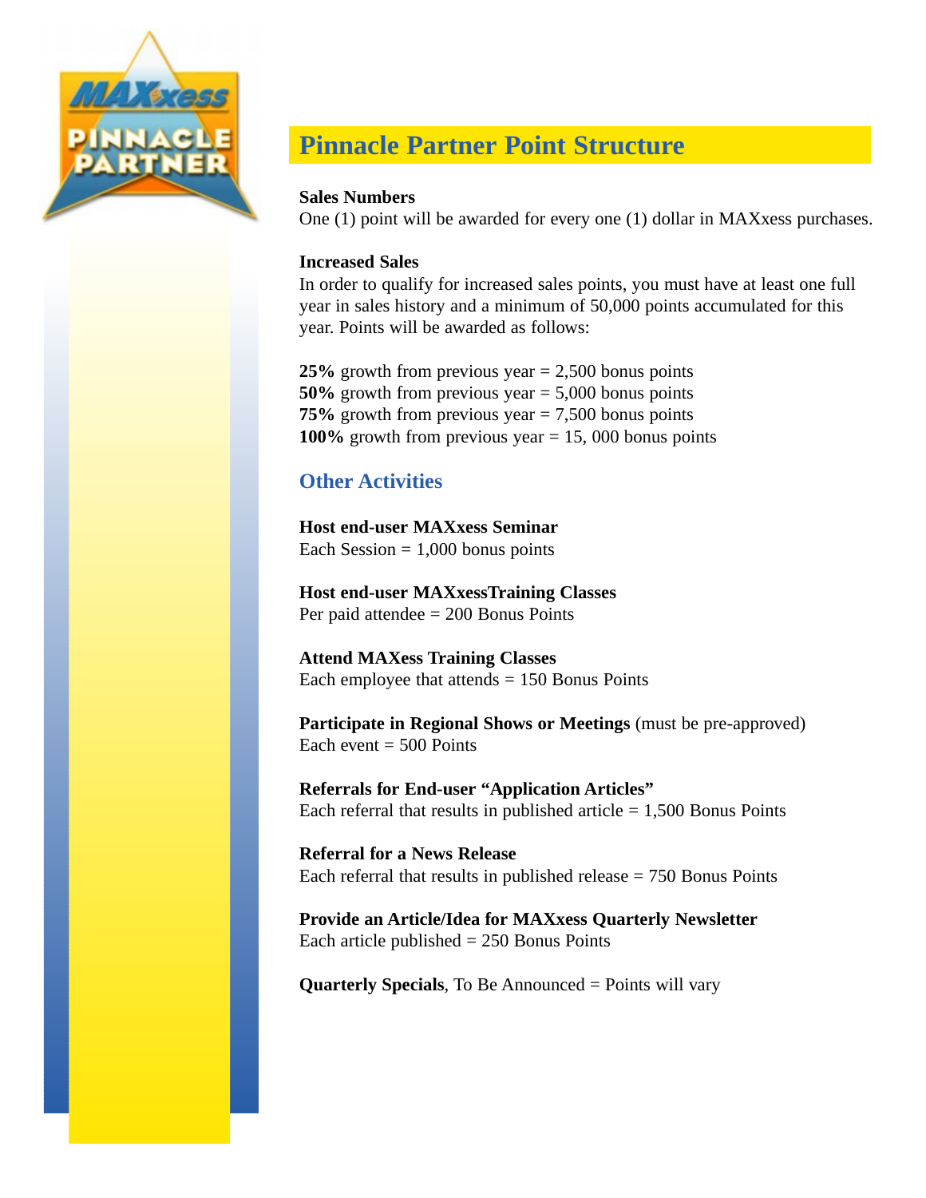## Pinnacle Partner Point Structure

**Sales Numbers**
One (1) point will be awarded for every one (1) dollar in MAXxess purchases.

**Increased Sales**
In order to qualify for increased sales points, you must have at least one full year in sales history and a minimum of 50,000 points accumulated for this year. Points will be awarded as follows:

**25%** growth from previous year = 2,500 bonus points
**50%** growth from previous year = 5,000 bonus points
**75%** growth from previous year = 7,500 bonus points
**100%** growth from previous year = 15, 000 bonus points

### Other Activities

**Host end-user MAXxess Seminar**
Each Session = 1,000 bonus points

**Host end-user MAXxessTraining Classes**
Per paid attendee = 200 Bonus Points

**Attend MAXess Training Classes**
Each employee that attends = 150 Bonus Points

**Participate in Regional Shows or Meetings** (must be pre-approved)
Each event = 500 Points

**Referrals for End-user "Application Articles"**
Each referral that results in published article = 1,500 Bonus Points

**Referral for a News Release**
Each referral that results in published release = 750 Bonus Points

**Provide an Article/Idea for MAXxess Quarterly Newsletter**
Each article published = 250 Bonus Points

**Quarterly Specials**, To Be Announced = Points will vary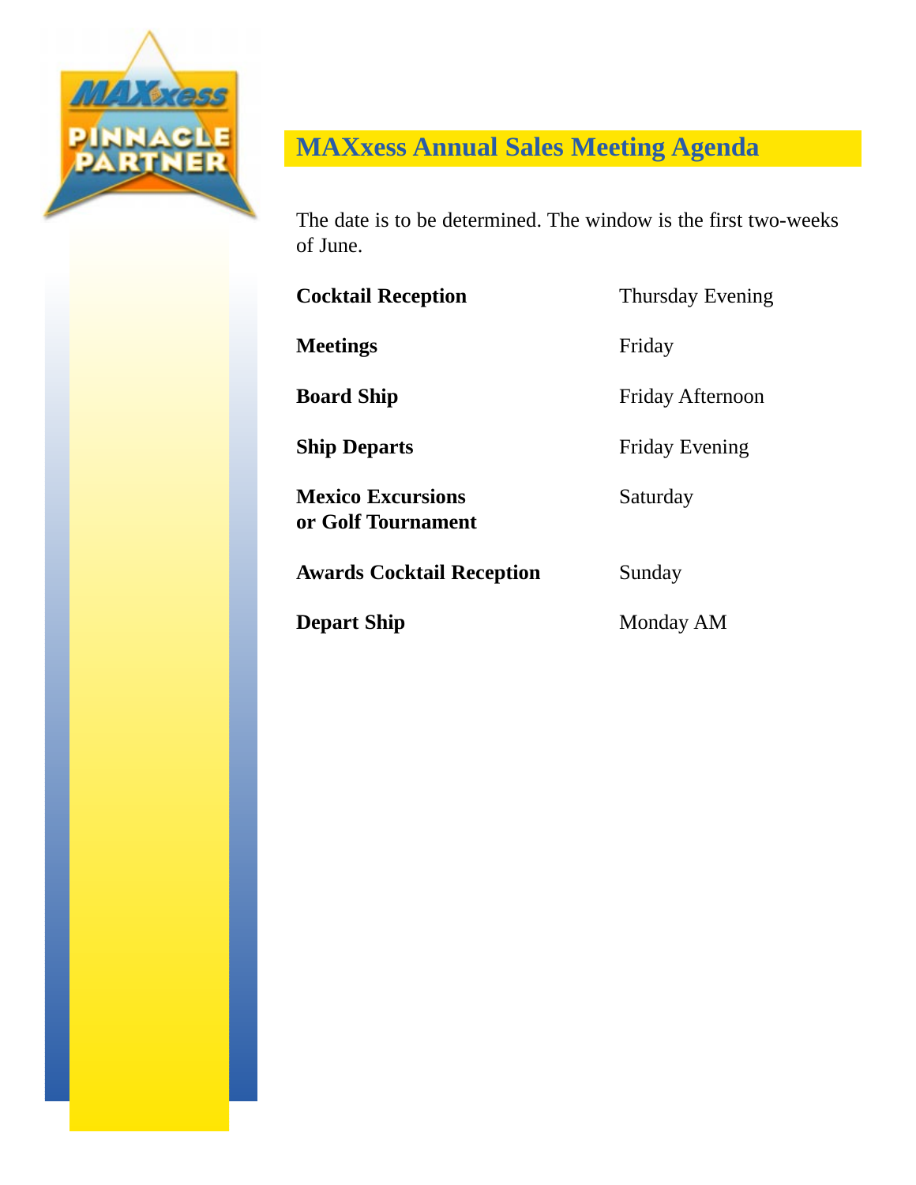# MAXxess Annual Sales Meeting Agenda

The date is to be determined. The window is the first two-weeks of June.

| | |
|---|---|
| **Cocktail Reception** | Thursday Evening |
| **Meetings** | Friday |
| **Board Ship** | Friday Afternoon |
| **Ship Departs** | Friday Evening |
| **Mexico Excursions or Golf Tournament** | Saturday |
| **Awards Cocktail Reception** | Sunday |
| **Depart Ship** | Monday AM |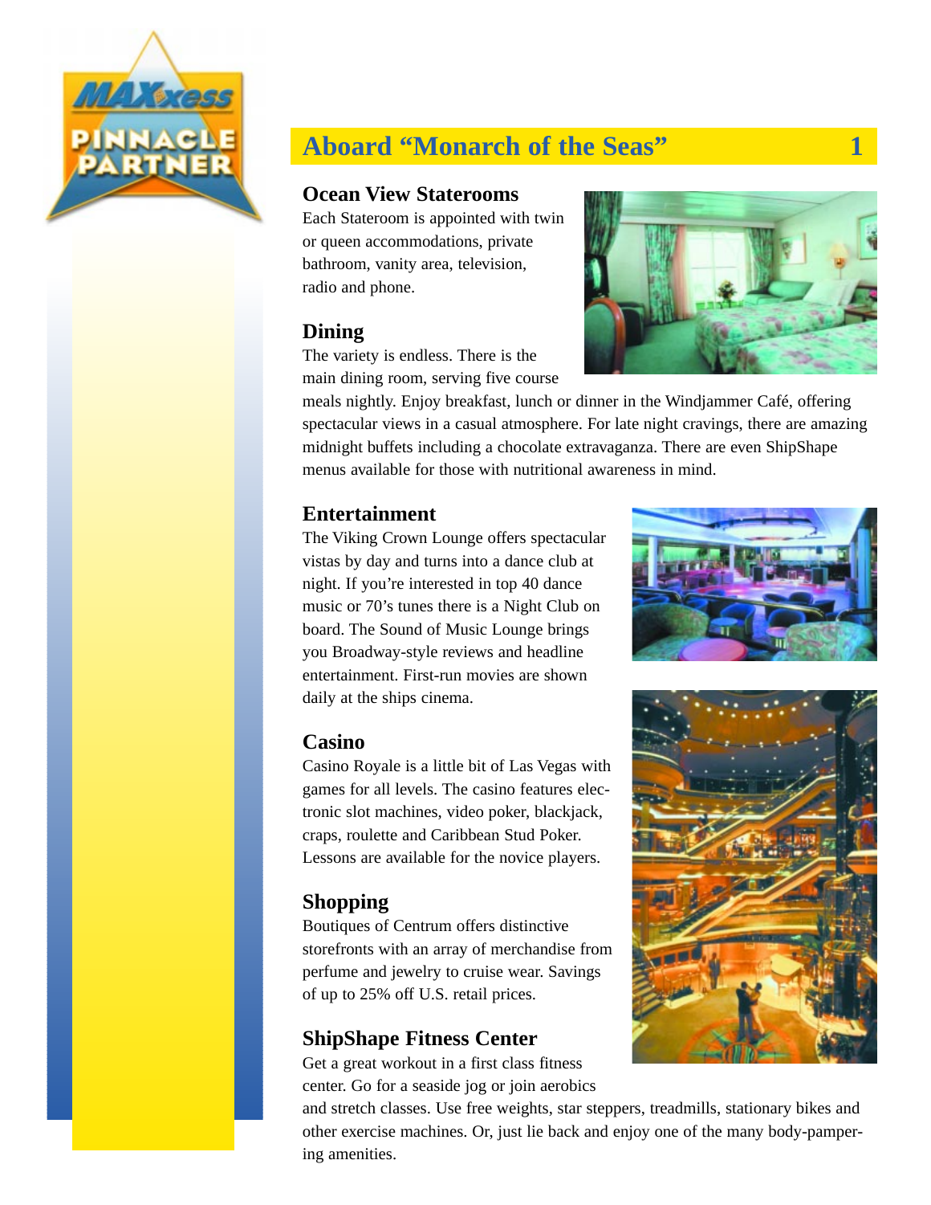# Aboard "Monarch of the Seas" 1

## Ocean View Staterooms

Each Stateroom is appointed with twin or queen accommodations, private bathroom, vanity area, television, radio and phone.

## Dining

The variety is endless. There is the main dining room, serving five course meals nightly. Enjoy breakfast, lunch or dinner in the Windjammer Café, offering spectacular views in a casual atmosphere. For late night cravings, there are amazing midnight buffets including a chocolate extravaganza. There are even ShipShape menus available for those with nutritional awareness in mind.

## Entertainment

The Viking Crown Lounge offers spectacular vistas by day and turns into a dance club at night. If you're interested in top 40 dance music or 70's tunes there is a Night Club on board. The Sound of Music Lounge brings you Broadway-style reviews and headline entertainment. First-run movies are shown daily at the ships cinema.

## Casino

Casino Royale is a little bit of Las Vegas with games for all levels. The casino features electronic slot machines, video poker, blackjack, craps, roulette and Caribbean Stud Poker. Lessons are available for the novice players.

## Shopping

Boutiques of Centrum offers distinctive storefronts with an array of merchandise from perfume and jewelry to cruise wear. Savings of up to 25% off U.S. retail prices.

## ShipShape Fitness Center

Get a great workout in a first class fitness center. Go for a seaside jog or join aerobics and stretch classes. Use free weights, star steppers, treadmills, stationary bikes and other exercise machines. Or, just lie back and enjoy one of the many body-pampering amenities.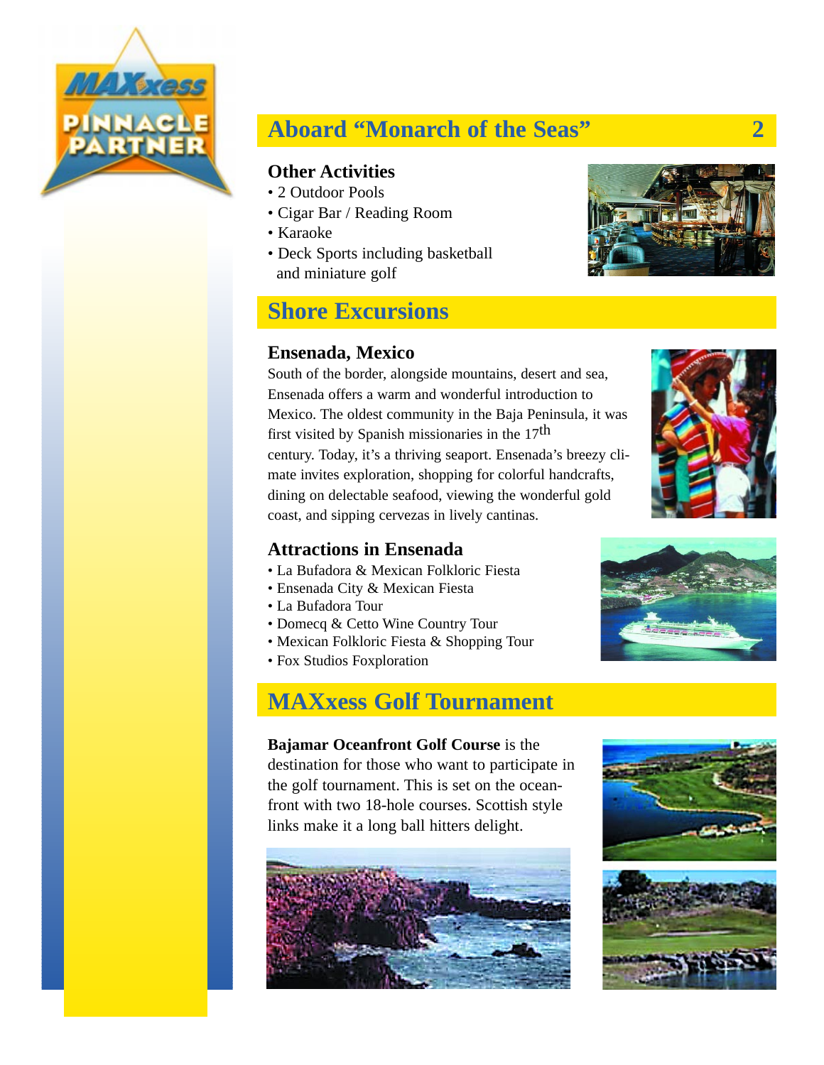## Aboard "Monarch of the Seas"

### Other Activities

- 2 Outdoor Pools
- Cigar Bar / Reading Room
- Karaoke
- Deck Sports including basketball and miniature golf

## Shore Excursions

### Ensenada, Mexico

South of the border, alongside mountains, desert and sea, Ensenada offers a warm and wonderful introduction to Mexico. The oldest community in the Baja Peninsula, it was first visited by Spanish missionaries in the 17th century. Today, it's a thriving seaport. Ensenada's breezy climate invites exploration, shopping for colorful handcrafts, dining on delectable seafood, viewing the wonderful gold coast, and sipping cervezas in lively cantinas.

### Attractions in Ensenada

- La Bufadora & Mexican Folkloric Fiesta
- Ensenada City & Mexican Fiesta
- La Bufadora Tour
- Domecq & Cetto Wine Country Tour
- Mexican Folkloric Fiesta & Shopping Tour
- Fox Studios Foxploration

## MAXxess Golf Tournament

**Bajamar Oceanfront Golf Course** is the destination for those who want to participate in the golf tournament. This is set on the oceanfront with two 18-hole courses. Scottish style links make it a long ball hitters delight.